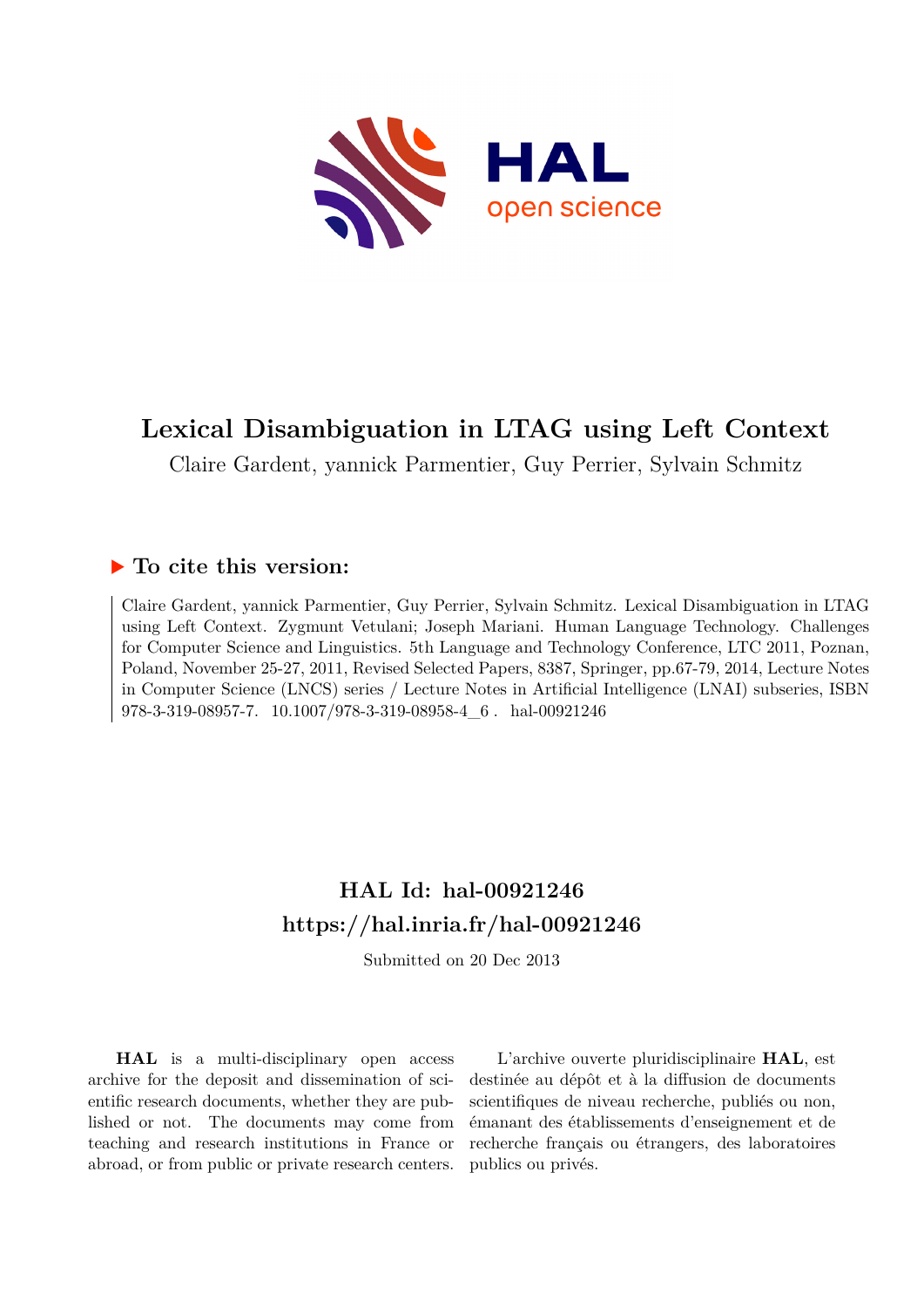# Lexical Disambiguation in LTAG using Left Context

Claire Gardent, yannick Parmentier, Guy Perrier, Sylvain Schmitz

## ▶ To cite this version:

Claire Gardent, yannick Parmentier, Guy Perrier, Sylvain Schmitz. Lexical Disambiguation in LTAG using Left Context. Zygmunt Vetulani; Joseph Mariani. Human Language Technology. Challenges for Computer Science and Linguistics. 5th Language and Technology Conference, LTC 2011, Poznan, Poland, November 25-27, 2011, Revised Selected Papers, 8387, Springer, pp.67-79, 2014, Lecture Notes in Computer Science (LNCS) series / Lecture Notes in Artificial Intelligence (LNAI) subseries, ISBN 978-3-319-08957-7. 10.1007/978-3-319-08958-4_6 . hal-00921246

## HAL Id: hal-00921246
## https://hal.inria.fr/hal-00921246

Submitted on 20 Dec 2013

**HAL** is a multi-disciplinary open access archive for the deposit and dissemination of scientific research documents, whether they are published or not. The documents may come from teaching and research institutions in France or abroad, or from public or private research centers.

L'archive ouverte pluridisciplinaire **HAL**, est destinée au dépôt et à la diffusion de documents scientifiques de niveau recherche, publiés ou non, émanant des établissements d'enseignement et de recherche français ou étrangers, des laboratoires publics ou privés.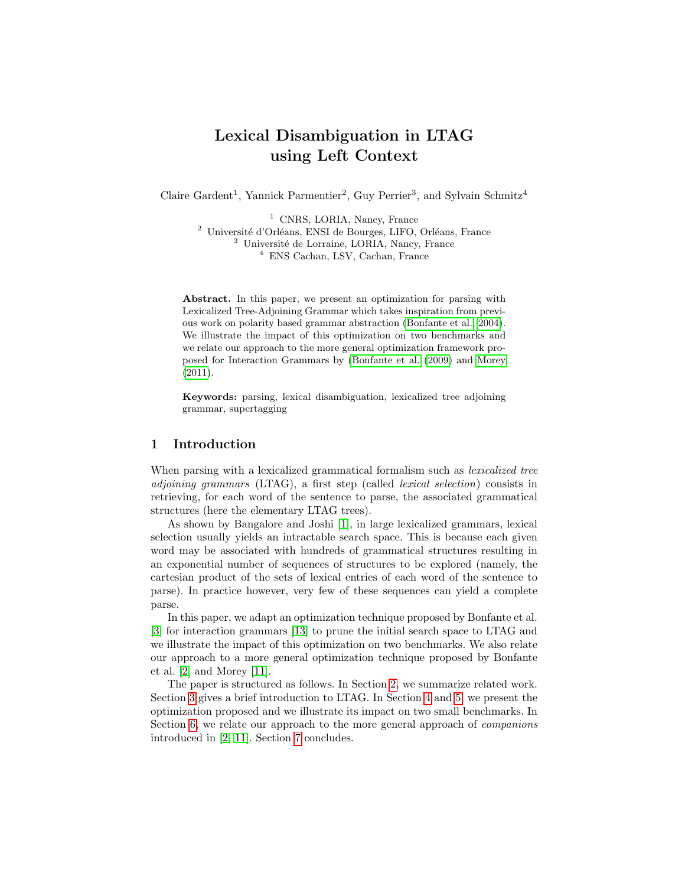# Lexical Disambiguation in LTAG using Left Context

Claire Gardent[1], Yannick Parmentier[2], Guy Perrier[3], and Sylvain Schmitz[4]

[1] CNRS, LORIA, Nancy, France
[2] Université d'Orléans, ENSI de Bourges, LIFO, Orléans, France
[3] Université de Lorraine, LORIA, Nancy, France
[4] ENS Cachan, LSV, Cachan, France

**Abstract.** In this paper, we present an optimization for parsing with Lexicalized Tree-Adjoining Grammar which takes inspiration from previous work on polarity based grammar abstraction (Bonfante et al. 2004). We illustrate the impact of this optimization on two benchmarks and we relate our approach to the more general optimization framework proposed for Interaction Grammars by (Bonfante et al. (2009) and Morey (2011).

**Keywords:** parsing, lexical disambiguation, lexicalized tree adjoining grammar, supertagging

## 1 Introduction

When parsing with a lexicalized grammatical formalism such as *lexicalized tree adjoining grammars* (LTAG), a first step (called *lexical selection*) consists in retrieving, for each word of the sentence to parse, the associated grammatical structures (here the elementary LTAG trees).

As shown by Bangalore and Joshi [1], in large lexicalized grammars, lexical selection usually yields an intractable search space. This is because each given word may be associated with hundreds of grammatical structures resulting in an exponential number of sequences of structures to be explored (namely, the cartesian product of the sets of lexical entries of each word of the sentence to parse). In practice however, very few of these sequences can yield a complete parse.

In this paper, we adapt an optimization technique proposed by Bonfante et al. [3] for interaction grammars [13] to prune the initial search space to LTAG and we illustrate the impact of this optimization on two benchmarks. We also relate our approach to a more general optimization technique proposed by Bonfante et al. [2] and Morey [11].

The paper is structured as follows. In Section 2, we summarize related work. Section 3 gives a brief introduction to LTAG. In Section 4 and 5, we present the optimization proposed and we illustrate its impact on two small benchmarks. In Section 6, we relate our approach to the more general approach of *companions* introduced in [2, 11]. Section 7 concludes.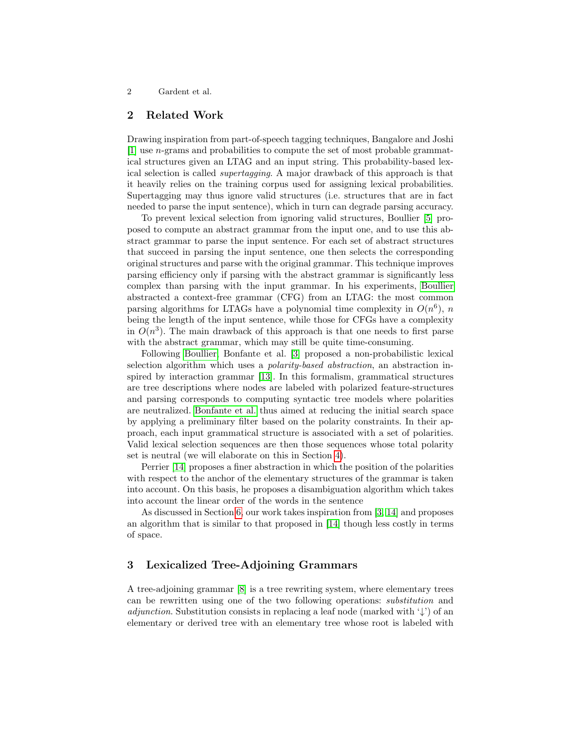## 2 Related Work

Drawing inspiration from part-of-speech tagging techniques, Bangalore and Joshi [1] use $n$-grams and probabilities to compute the set of most probable grammatical structures given an LTAG and an input string. This probability-based lexical selection is called *supertagging*. A major drawback of this approach is that it heavily relies on the training corpus used for assigning lexical probabilities. Supertagging may thus ignore valid structures (i.e. structures that are in fact needed to parse the input sentence), which in turn can degrade parsing accuracy.

To prevent lexical selection from ignoring valid structures, Boullier [5] proposed to compute an abstract grammar from the input one, and to use this abstract grammar to parse the input sentence. For each set of abstract structures that succeed in parsing the input sentence, one then selects the corresponding original structures and parse with the original grammar. This technique improves parsing efficiency only if parsing with the abstract grammar is significantly less complex than parsing with the input grammar. In his experiments, Boullier abstracted a context-free grammar (CFG) from an LTAG: the most common parsing algorithms for LTAGs have a polynomial time complexity in $O(n^6)$, $n$ being the length of the input sentence, while those for CFGs have a complexity in $O(n^3)$. The main drawback of this approach is that one needs to first parse with the abstract grammar, which may still be quite time-consuming.

Following Boullier, Bonfante et al. [3] proposed a non-probabilistic lexical selection algorithm which uses a *polarity-based abstraction*, an abstraction inspired by interaction grammar [13]. In this formalism, grammatical structures are tree descriptions where nodes are labeled with polarized feature-structures and parsing corresponds to computing syntactic tree models where polarities are neutralized. Bonfante et al. thus aimed at reducing the initial search space by applying a preliminary filter based on the polarity constraints. In their approach, each input grammatical structure is associated with a set of polarities. Valid lexical selection sequences are then those sequences whose total polarity set is neutral (we will elaborate on this in Section 4).

Perrier [14] proposes a finer abstraction in which the position of the polarities with respect to the anchor of the elementary structures of the grammar is taken into account. On this basis, he proposes a disambiguation algorithm which takes into account the linear order of the words in the sentence

As discussed in Section 6, our work takes inspiration from [3, 14] and proposes an algorithm that is similar to that proposed in [14] though less costly in terms of space.

## 3 Lexicalized Tree-Adjoining Grammars

A tree-adjoining grammar [8] is a tree rewriting system, where elementary trees can be rewritten using one of the two following operations: *substitution* and *adjunction*. Substitution consists in replacing a leaf node (marked with '↓') of an elementary or derived tree with an elementary tree whose root is labeled with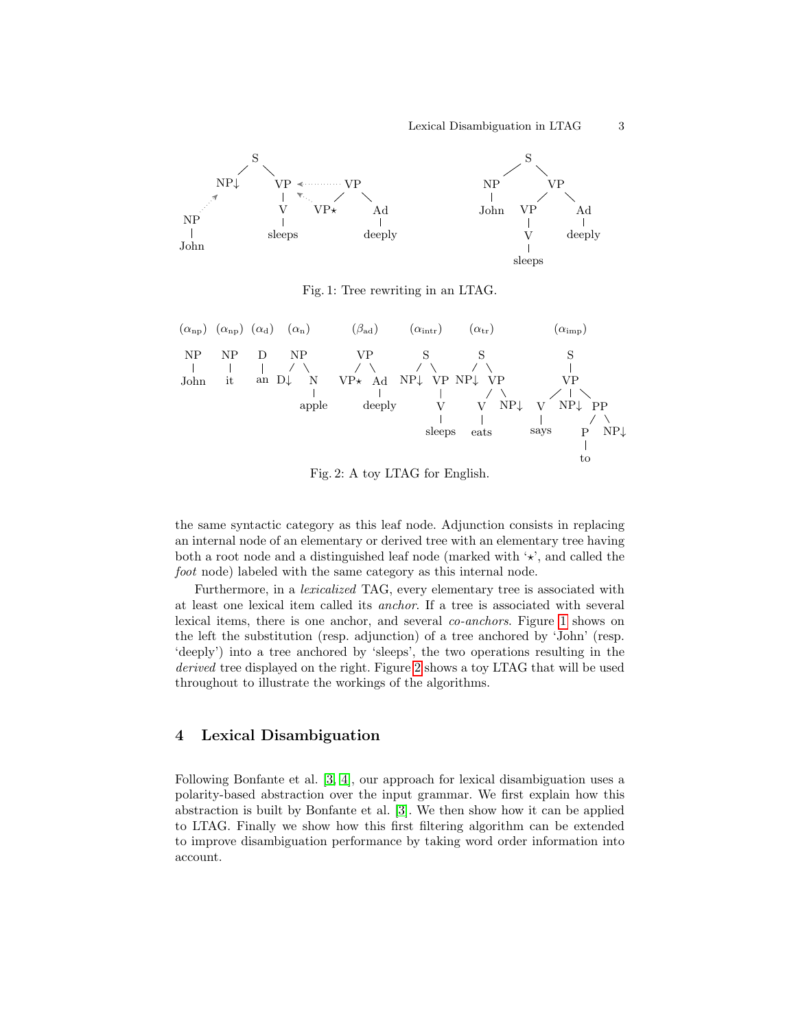Fig. 1: Tree rewriting in an LTAG.

Fig. 2: A toy LTAG for English.

the same syntactic category as this leaf node. Adjunction consists in replacing an internal node of an elementary or derived tree with an elementary tree having both a root node and a distinguished leaf node (marked with '⋆', and called the *foot* node) labeled with the same category as this internal node.

Furthermore, in a *lexicalized* TAG, every elementary tree is associated with at least one lexical item called its *anchor*. If a tree is associated with several lexical items, there is one anchor, and several *co-anchors*. Figure 1 shows on the left the substitution (resp. adjunction) of a tree anchored by 'John' (resp. 'deeply') into a tree anchored by 'sleeps', the two operations resulting in the *derived* tree displayed on the right. Figure 2 shows a toy LTAG that will be used throughout to illustrate the workings of the algorithms.

## 4 Lexical Disambiguation

Following Bonfante et al. [3, 4], our approach for lexical disambiguation uses a polarity-based abstraction over the input grammar. We first explain how this abstraction is built by Bonfante et al. [3]. We then show how it can be applied to LTAG. Finally we show how this first filtering algorithm can be extended to improve disambiguation performance by taking word order information into account.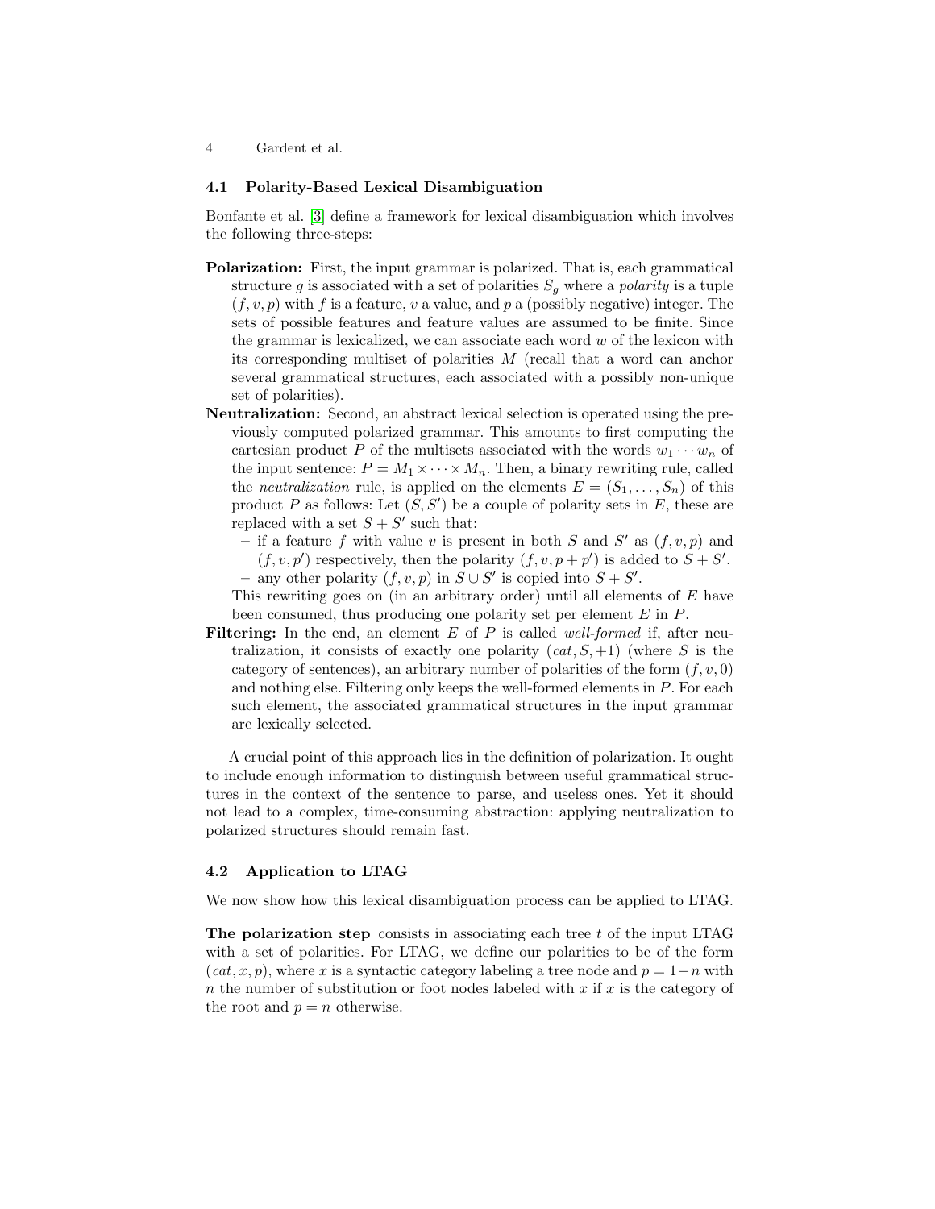### 4.1 Polarity-Based Lexical Disambiguation

Bonfante et al. [3] define a framework for lexical disambiguation which involves the following three-steps:

**Polarization:** First, the input grammar is polarized. That is, each grammatical structure $g$ is associated with a set of polarities $S_g$ where a *polarity* is a tuple $(f, v, p)$ with $f$ is a feature, $v$ a value, and $p$ a (possibly negative) integer. The sets of possible features and feature values are assumed to be finite. Since the grammar is lexicalized, we can associate each word $w$ of the lexicon with its corresponding multiset of polarities $M$ (recall that a word can anchor several grammatical structures, each associated with a possibly non-unique set of polarities).

**Neutralization:** Second, an abstract lexical selection is operated using the previously computed polarized grammar. This amounts to first computing the cartesian product $P$ of the multisets associated with the words $w_1 \cdots w_n$ of the input sentence: $P = M_1 \times \cdots \times M_n$. Then, a binary rewriting rule, called the *neutralization* rule, is applied on the elements $E = (S_1, \ldots, S_n)$ of this product $P$ as follows: Let $(S, S')$ be a couple of polarity sets in $E$, these are replaced with a set $S + S'$ such that:

- if a feature $f$ with value $v$ is present in both $S$ and $S'$ as $(f, v, p)$ and $(f, v, p')$ respectively, then the polarity $(f, v, p + p')$ is added to $S + S'$.
- any other polarity $(f, v, p)$ in $S \cup S'$ is copied into $S + S'$.

This rewriting goes on (in an arbitrary order) until all elements of $E$ have been consumed, thus producing one polarity set per element $E$ in $P$.

**Filtering:** In the end, an element $E$ of $P$ is called *well-formed* if, after neutralization, it consists of exactly one polarity $(cat, S, +1)$ (where $S$ is the category of sentences), an arbitrary number of polarities of the form $(f, v, 0)$ and nothing else. Filtering only keeps the well-formed elements in $P$. For each such element, the associated grammatical structures in the input grammar are lexically selected.

A crucial point of this approach lies in the definition of polarization. It ought to include enough information to distinguish between useful grammatical structures in the context of the sentence to parse, and useless ones. Yet it should not lead to a complex, time-consuming abstraction: applying neutralization to polarized structures should remain fast.

### 4.2 Application to LTAG

We now show how this lexical disambiguation process can be applied to LTAG.

**The polarization step** consists in associating each tree $t$ of the input LTAG with a set of polarities. For LTAG, we define our polarities to be of the form $(cat, x, p)$, where $x$ is a syntactic category labeling a tree node and $p = 1 - n$ with $n$ the number of substitution or foot nodes labeled with $x$ if $x$ is the category of the root and $p = n$ otherwise.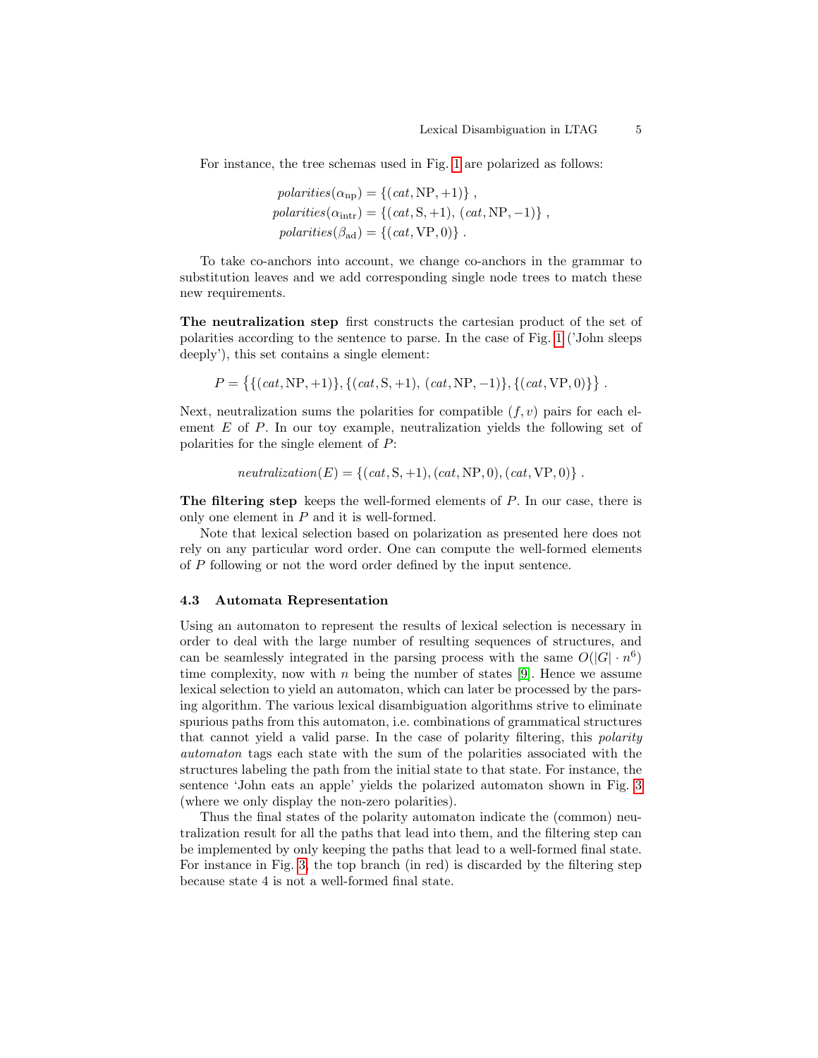For instance, the tree schemas used in Fig. 1 are polarized as follows:

$$\begin{aligned} polarities(\alpha_{\text{np}}) &= \{(cat, \text{NP}, +1)\} \,, \\ polarities(\alpha_{\text{intr}}) &= \{(cat, \text{S}, +1), \, (cat, \text{NP}, -1)\} \,, \\ polarities(\beta_{\text{ad}}) &= \{(cat, \text{VP}, 0)\} \,. \end{aligned}$$

To take co-anchors into account, we change co-anchors in the grammar to substitution leaves and we add corresponding single node trees to match these new requirements.

**The neutralization step** first constructs the cartesian product of the set of polarities according to the sentence to parse. In the case of Fig. 1 ('John sleeps deeply'), this set contains a single element:

$$P = \big\{\{(cat, \text{NP}, +1)\}, \{(cat, \text{S}, +1), \, (cat, \text{NP}, -1)\}, \{(cat, \text{VP}, 0)\}\big\} \,.$$

Next, neutralization sums the polarities for compatible $(f, v)$ pairs for each element $E$ of $P$. In our toy example, neutralization yields the following set of polarities for the single element of $P$:

$$neutralization(E) = \{(cat, \text{S}, +1), (cat, \text{NP}, 0), (cat, \text{VP}, 0)\} \,.$$

**The filtering step** keeps the well-formed elements of $P$. In our case, there is only one element in $P$ and it is well-formed.

Note that lexical selection based on polarization as presented here does not rely on any particular word order. One can compute the well-formed elements of $P$ following or not the word order defined by the input sentence.

### 4.3 Automata Representation

Using an automaton to represent the results of lexical selection is necessary in order to deal with the large number of resulting sequences of structures, and can be seamlessly integrated in the parsing process with the same $O(|G| \cdot n^6)$ time complexity, now with $n$ being the number of states [9]. Hence we assume lexical selection to yield an automaton, which can later be processed by the parsing algorithm. The various lexical disambiguation algorithms strive to eliminate spurious paths from this automaton, i.e. combinations of grammatical structures that cannot yield a valid parse. In the case of polarity filtering, this *polarity automaton* tags each state with the sum of the polarities associated with the structures labeling the path from the initial state to that state. For instance, the sentence 'John eats an apple' yields the polarized automaton shown in Fig. 3 (where we only display the non-zero polarities).

Thus the final states of the polarity automaton indicate the (common) neutralization result for all the paths that lead into them, and the filtering step can be implemented by only keeping the paths that lead to a well-formed final state. For instance in Fig. 3, the top branch (in red) is discarded by the filtering step because state 4 is not a well-formed final state.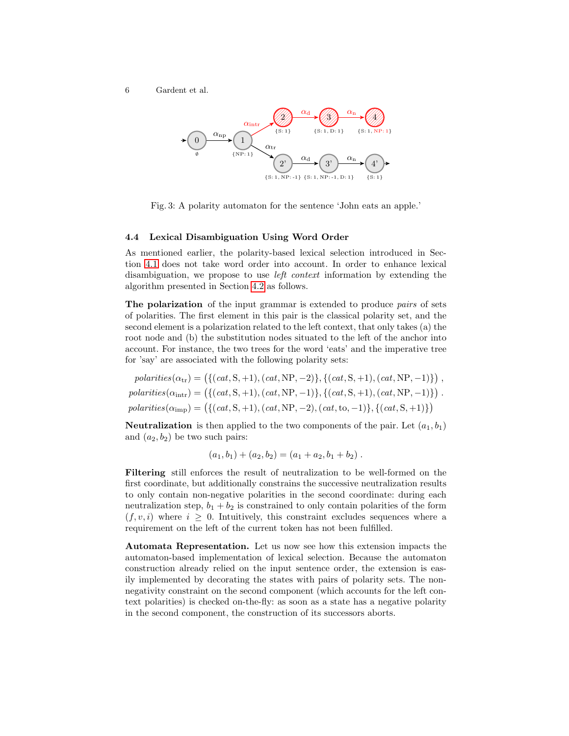Fig. 3: A polarity automaton for the sentence ‘John eats an apple.’

### 4.4 Lexical Disambiguation Using Word Order

As mentioned earlier, the polarity-based lexical selection introduced in Section 4.1 does not take word order into account. In order to enhance lexical disambiguation, we propose to use *left context* information by extending the algorithm presented in Section 4.2 as follows.

**The polarization** of the input grammar is extended to produce *pairs* of sets of polarities. The first element in this pair is the classical polarity set, and the second element is a polarization related to the left context, that only takes (a) the root node and (b) the substitution nodes situated to the left of the anchor into account. For instance, the two trees for the word ‘eats’ and the imperative tree for ’say’ are associated with the following polarity sets:

$$
\begin{aligned}
\mathit{polarities}(\alpha_{\mathrm{tr}}) &= \big(\{(\mathit{cat}, \mathrm{S}, +1), (\mathit{cat}, \mathrm{NP}, -2)\}, \{(\mathit{cat}, \mathrm{S}, +1), (\mathit{cat}, \mathrm{NP}, -1)\}\big)\ , \\
\mathit{polarities}(\alpha_{\mathrm{intr}}) &= \big(\{(\mathit{cat}, \mathrm{S}, +1), (\mathit{cat}, \mathrm{NP}, -1)\}, \{(\mathit{cat}, \mathrm{S}, +1), (\mathit{cat}, \mathrm{NP}, -1)\}\big)\ . \\
\mathit{polarities}(\alpha_{\mathrm{imp}}) &= \big(\{(\mathit{cat}, \mathrm{S}, +1), (\mathit{cat}, \mathrm{NP}, -2), (\mathit{cat}, \mathrm{to}, -1)\}, \{(\mathit{cat}, \mathrm{S}, +1)\}\big)
\end{aligned}
$$

**Neutralization** is then applied to the two components of the pair. Let $(a_1, b_1)$ and $(a_2, b_2)$ be two such pairs:

$$
(a_1, b_1) + (a_2, b_2) = (a_1 + a_2, b_1 + b_2)\ .
$$

**Filtering** still enforces the result of neutralization to be well-formed on the first coordinate, but additionally constrains the successive neutralization results to only contain non-negative polarities in the second coordinate: during each neutralization step, $b_1 + b_2$ is constrained to only contain polarities of the form $(f, v, i)$ where $i \geq 0$. Intuitively, this constraint excludes sequences where a requirement on the left of the current token has not been fulfilled.

**Automata Representation.** Let us now see how this extension impacts the automaton-based implementation of lexical selection. Because the automaton construction already relied on the input sentence order, the extension is easily implemented by decorating the states with pairs of polarity sets. The non-negativity constraint on the second component (which accounts for the left context polarities) is checked on-the-fly: as soon as a state has a negative polarity in the second component, the construction of its successors aborts.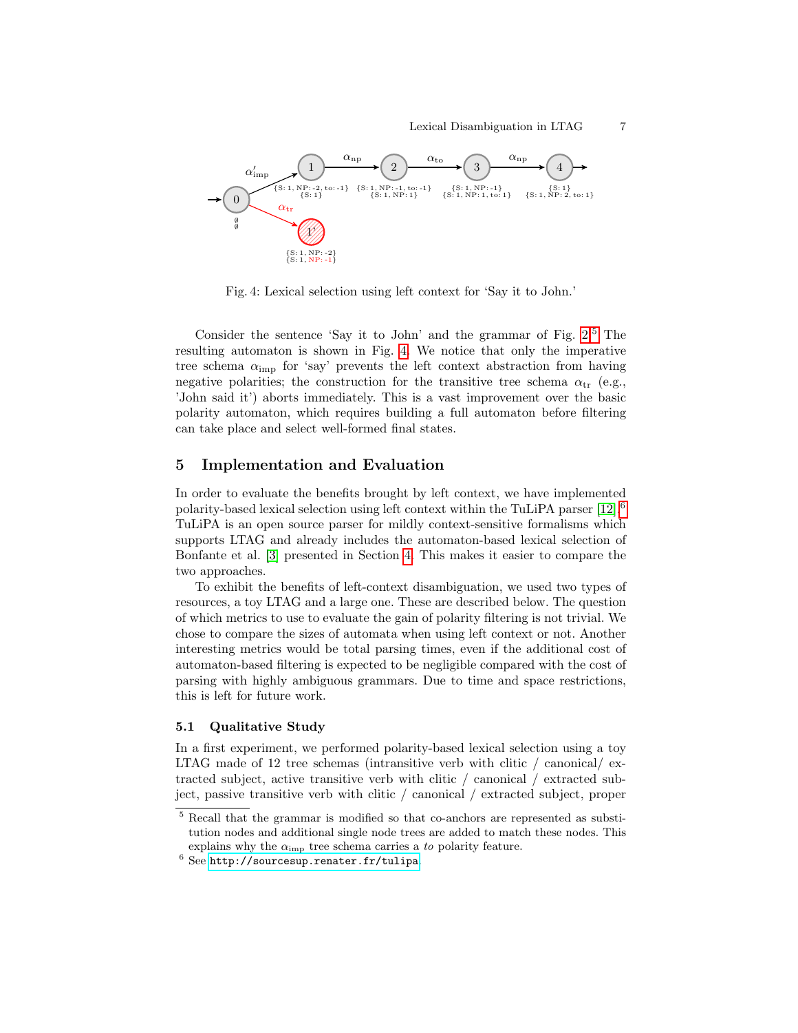Fig. 4: Lexical selection using left context for 'Say it to John.'

Consider the sentence 'Say it to John' and the grammar of Fig. 2.[5] The resulting automaton is shown in Fig. 4. We notice that only the imperative tree schema $\alpha_{\text{imp}}$ for 'say' prevents the left context abstraction from having negative polarities; the construction for the transitive tree schema $\alpha_{\text{tr}}$ (e.g., 'John said it') aborts immediately. This is a vast improvement over the basic polarity automaton, which requires building a full automaton before filtering can take place and select well-formed final states.

## 5 Implementation and Evaluation

In order to evaluate the benefits brought by left context, we have implemented polarity-based lexical selection using left context within the TuLiPA parser [12].[6] TuLiPA is an open source parser for mildly context-sensitive formalisms which supports LTAG and already includes the automaton-based lexical selection of Bonfante et al. [3] presented in Section 4. This makes it easier to compare the two approaches.

To exhibit the benefits of left-context disambiguation, we used two types of resources, a toy LTAG and a large one. These are described below. The question of which metrics to use to evaluate the gain of polarity filtering is not trivial. We chose to compare the sizes of automata when using left context or not. Another interesting metrics would be total parsing times, even if the additional cost of automaton-based filtering is expected to be negligible compared with the cost of parsing with highly ambiguous grammars. Due to time and space restrictions, this is left for future work.

### 5.1 Qualitative Study

In a first experiment, we performed polarity-based lexical selection using a toy LTAG made of 12 tree schemas (intransitive verb with clitic / canonical/ extracted subject, active transitive verb with clitic / canonical / extracted subject, passive transitive verb with clitic / canonical / extracted subject, proper

[5] Recall that the grammar is modified so that co-anchors are represented as substitution nodes and additional single node trees are added to match these nodes. This explains why the $\alpha_{\text{imp}}$ tree schema carries a *to* polarity feature.

[6] See http://sourcesup.renater.fr/tulipa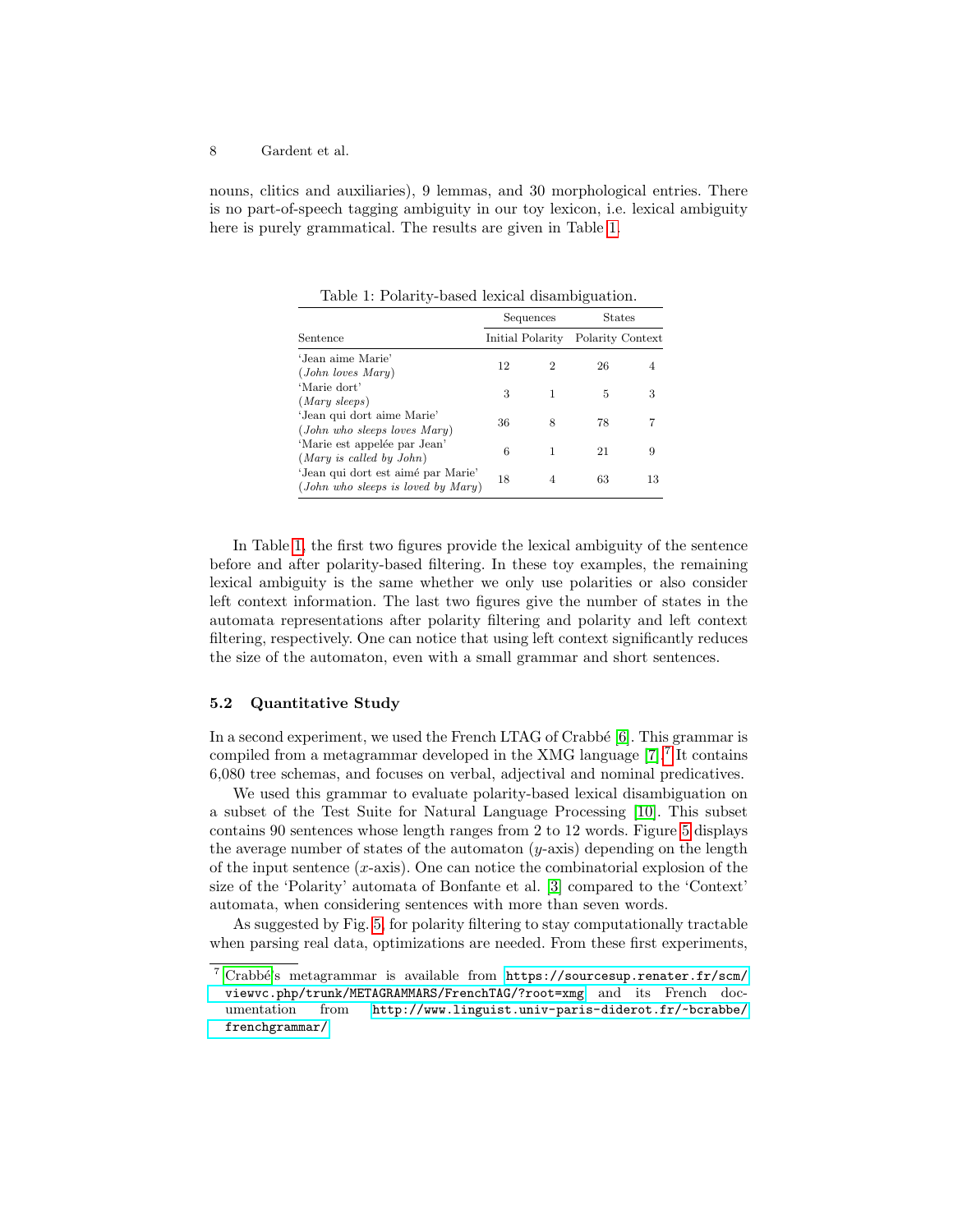nouns, clitics and auxiliaries), 9 lemmas, and 30 morphological entries. There is no part-of-speech tagging ambiguity in our toy lexicon, i.e. lexical ambiguity here is purely grammatical. The results are given in Table 1.

Table 1: Polarity-based lexical disambiguation.

| | Sequences | | States | |
|---|---|---|---|---|
| Sentence | Initial | Polarity | Polarity | Context |
| 'Jean aime Marie' (*John loves Mary*) | 12 | 2 | 26 | 4 |
| 'Marie dort' (*Mary sleeps*) | 3 | 1 | 5 | 3 |
| 'Jean qui dort aime Marie' (*John who sleeps loves Mary*) | 36 | 8 | 78 | 7 |
| 'Marie est appelée par Jean' (*Mary is called by John*) | 6 | 1 | 21 | 9 |
| 'Jean qui dort est aimé par Marie' (*John who sleeps is loved by Mary*) | 18 | 4 | 63 | 13 |

In Table 1, the first two figures provide the lexical ambiguity of the sentence before and after polarity-based filtering. In these toy examples, the remaining lexical ambiguity is the same whether we only use polarities or also consider left context information. The last two figures give the number of states in the automata representations after polarity filtering and polarity and left context filtering, respectively. One can notice that using left context significantly reduces the size of the automaton, even with a small grammar and short sentences.

### 5.2 Quantitative Study

In a second experiment, we used the French LTAG of Crabbé [6]. This grammar is compiled from a metagrammar developed in the XMG language [7].[7] It contains 6,080 tree schemas, and focuses on verbal, adjectival and nominal predicatives.

We used this grammar to evaluate polarity-based lexical disambiguation on a subset of the Test Suite for Natural Language Processing [10]. This subset contains 90 sentences whose length ranges from 2 to 12 words. Figure 5 displays the average number of states of the automaton ($y$-axis) depending on the length of the input sentence ($x$-axis). One can notice the combinatorial explosion of the size of the 'Polarity' automata of Bonfante et al. [3] compared to the 'Context' automata, when considering sentences with more than seven words.

As suggested by Fig. 5, for polarity filtering to stay computationally tractable when parsing real data, optimizations are needed. From these first experiments,

[7] Crabbé's metagrammar is available from `https://sourcesup.renater.fr/scm/viewvc.php/trunk/METAGRAMMARS/FrenchTAG/?root=xmg` and its French documentation from `http://www.linguist.univ-paris-diderot.fr/~bcrabbe/frenchgrammar/`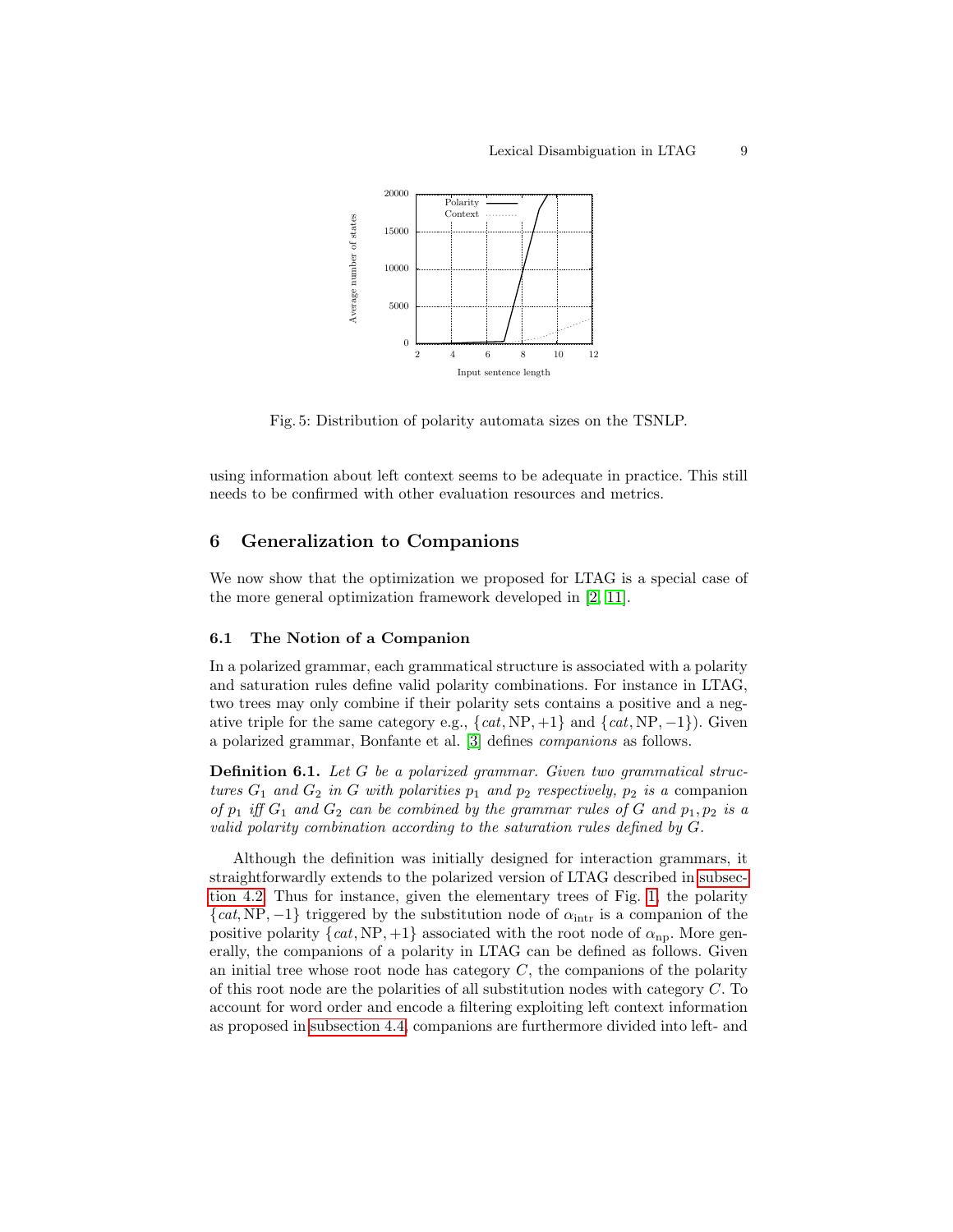Fig. 5: Distribution of polarity automata sizes on the TSNLP.

using information about left context seems to be adequate in practice. This still needs to be confirmed with other evaluation resources and metrics.

## 6 Generalization to Companions

We now show that the optimization we proposed for LTAG is a special case of the more general optimization framework developed in [2, 11].

### 6.1 The Notion of a Companion

In a polarized grammar, each grammatical structure is associated with a polarity and saturation rules define valid polarity combinations. For instance in LTAG, two trees may only combine if their polarity sets contains a positive and a negative triple for the same category e.g., $\{cat, \mathrm{NP}, +1\}$ and $\{cat, \mathrm{NP}, -1\}$). Given a polarized grammar, Bonfante et al. [3] defines *companions* as follows.

**Definition 6.1.** *Let $G$ be a polarized grammar. Given two grammatical structures $G_1$ and $G_2$ in $G$ with polarities $p_1$ and $p_2$ respectively, $p_2$ is a* companion *of $p_1$ iff $G_1$ and $G_2$ can be combined by the grammar rules of $G$ and $p_1, p_2$ is a valid polarity combination according to the saturation rules defined by $G$.*

Although the definition was initially designed for interaction grammars, it straightforwardly extends to the polarized version of LTAG described in subsection 4.2. Thus for instance, given the elementary trees of Fig. 1, the polarity $\{cat, \mathrm{NP}, -1\}$ triggered by the substitution node of $\alpha_{\mathrm{intr}}$ is a companion of the positive polarity $\{cat, \mathrm{NP}, +1\}$ associated with the root node of $\alpha_{\mathrm{np}}$. More generally, the companions of a polarity in LTAG can be defined as follows. Given an initial tree whose root node has category $C$, the companions of the polarity of this root node are the polarities of all substitution nodes with category $C$. To account for word order and encode a filtering exploiting left context information as proposed in subsection 4.4, companions are furthermore divided into left- and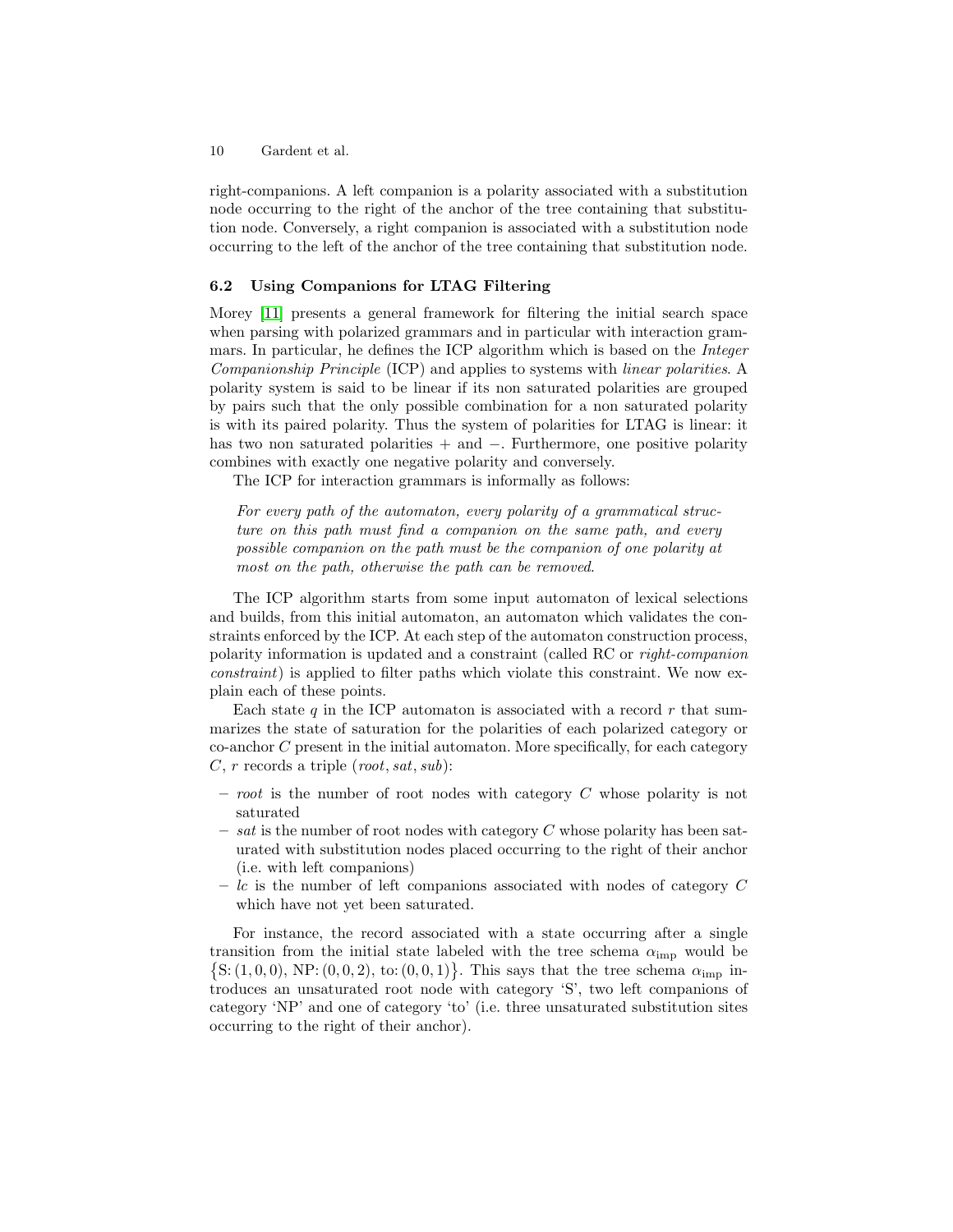right-companions. A left companion is a polarity associated with a substitution node occurring to the right of the anchor of the tree containing that substitution node. Conversely, a right companion is associated with a substitution node occurring to the left of the anchor of the tree containing that substitution node.

### 6.2 Using Companions for LTAG Filtering

Morey [11] presents a general framework for filtering the initial search space when parsing with polarized grammars and in particular with interaction grammars. In particular, he defines the ICP algorithm which is based on the *Integer Companionship Principle* (ICP) and applies to systems with *linear polarities*. A polarity system is said to be linear if its non saturated polarities are grouped by pairs such that the only possible combination for a non saturated polarity is with its paired polarity. Thus the system of polarities for LTAG is linear: it has two non saturated polarities + and −. Furthermore, one positive polarity combines with exactly one negative polarity and conversely.

The ICP for interaction grammars is informally as follows:

> *For every path of the automaton, every polarity of a grammatical structure on this path must find a companion on the same path, and every possible companion on the path must be the companion of one polarity at most on the path, otherwise the path can be removed.*

The ICP algorithm starts from some input automaton of lexical selections and builds, from this initial automaton, an automaton which validates the constraints enforced by the ICP. At each step of the automaton construction process, polarity information is updated and a constraint (called RC or *right-companion constraint*) is applied to filter paths which violate this constraint. We now explain each of these points.

Each state $q$ in the ICP automaton is associated with a record $r$ that summarizes the state of saturation for the polarities of each polarized category or co-anchor $C$ present in the initial automaton. More specifically, for each category $C$, $r$ records a triple $(root, sat, sub)$:

- *root* is the number of root nodes with category $C$ whose polarity is not saturated
- *sat* is the number of root nodes with category $C$ whose polarity has been saturated with substitution nodes placed occurring to the right of their anchor (i.e. with left companions)
- *lc* is the number of left companions associated with nodes of category $C$ which have not yet been saturated.

For instance, the record associated with a state occurring after a single transition from the initial state labeled with the tree schema $\alpha_{\text{imp}}$ would be $\{\text{S}: (1, 0, 0),\ \text{NP}: (0, 0, 2),\ \text{to}: (0, 0, 1)\}$. This says that the tree schema $\alpha_{\text{imp}}$ introduces an unsaturated root node with category 'S', two left companions of category 'NP' and one of category 'to' (i.e. three unsaturated substitution sites occurring to the right of their anchor).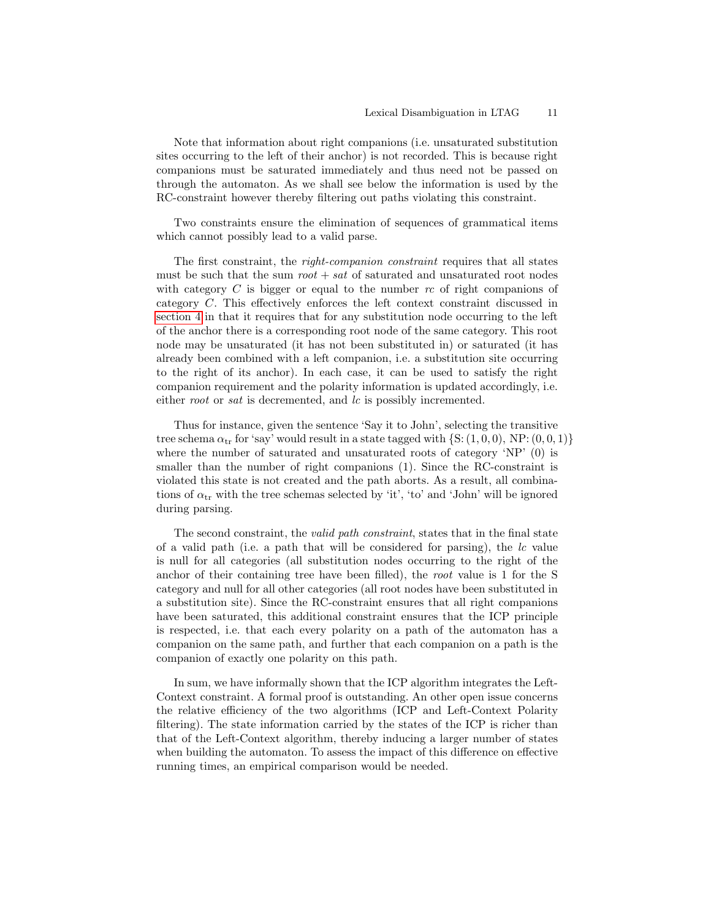Note that information about right companions (i.e. unsaturated substitution sites occurring to the left of their anchor) is not recorded. This is because right companions must be saturated immediately and thus need not be passed on through the automaton. As we shall see below the information is used by the RC-constraint however thereby filtering out paths violating this constraint.

Two constraints ensure the elimination of sequences of grammatical items which cannot possibly lead to a valid parse.

The first constraint, the *right-companion constraint* requires that all states must be such that the sum $root + sat$ of saturated and unsaturated root nodes with category $C$ is bigger or equal to the number $rc$ of right companions of category $C$. This effectively enforces the left context constraint discussed in section 4 in that it requires that for any substitution node occurring to the left of the anchor there is a corresponding root node of the same category. This root node may be unsaturated (it has not been substituted in) or saturated (it has already been combined with a left companion, i.e. a substitution site occurring to the right of its anchor). In each case, it can be used to satisfy the right companion requirement and the polarity information is updated accordingly, i.e. either *root* or *sat* is decremented, and *lc* is possibly incremented.

Thus for instance, given the sentence 'Say it to John', selecting the transitive tree schema $\alpha_{\mathrm{tr}}$ for 'say' would result in a state tagged with $\{\mathrm{S}: (1,0,0),\ \mathrm{NP}: (0,0,1)\}$ where the number of saturated and unsaturated roots of category 'NP' (0) is smaller than the number of right companions (1). Since the RC-constraint is violated this state is not created and the path aborts. As a result, all combinations of $\alpha_{\mathrm{tr}}$ with the tree schemas selected by 'it', 'to' and 'John' will be ignored during parsing.

The second constraint, the *valid path constraint*, states that in the final state of a valid path (i.e. a path that will be considered for parsing), the *lc* value is null for all categories (all substitution nodes occurring to the right of the anchor of their containing tree have been filled), the *root* value is 1 for the S category and null for all other categories (all root nodes have been substituted in a substitution site). Since the RC-constraint ensures that all right companions have been saturated, this additional constraint ensures that the ICP principle is respected, i.e. that each every polarity on a path of the automaton has a companion on the same path, and further that each companion on a path is the companion of exactly one polarity on this path.

In sum, we have informally shown that the ICP algorithm integrates the Left-Context constraint. A formal proof is outstanding. An other open issue concerns the relative efficiency of the two algorithms (ICP and Left-Context Polarity filtering). The state information carried by the states of the ICP is richer than that of the Left-Context algorithm, thereby inducing a larger number of states when building the automaton. To assess the impact of this difference on effective running times, an empirical comparison would be needed.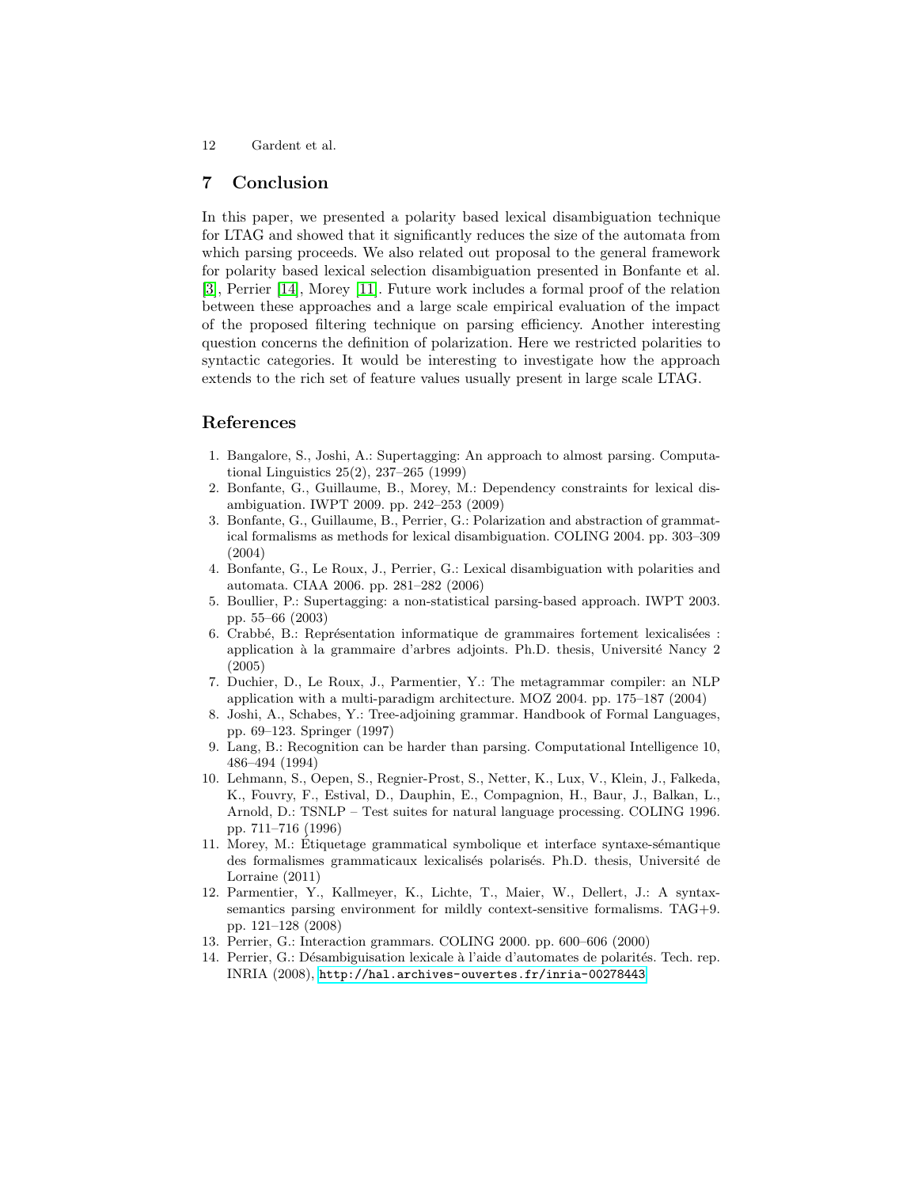## 7 Conclusion

In this paper, we presented a polarity based lexical disambiguation technique for LTAG and showed that it significantly reduces the size of the automata from which parsing proceeds. We also related out proposal to the general framework for polarity based lexical selection disambiguation presented in Bonfante et al. [3], Perrier [14], Morey [11]. Future work includes a formal proof of the relation between these approaches and a large scale empirical evaluation of the impact of the proposed filtering technique on parsing efficiency. Another interesting question concerns the definition of polarization. Here we restricted polarities to syntactic categories. It would be interesting to investigate how the approach extends to the rich set of feature values usually present in large scale LTAG.

## References

1. Bangalore, S., Joshi, A.: Supertagging: An approach to almost parsing. Computational Linguistics 25(2), 237–265 (1999)
2. Bonfante, G., Guillaume, B., Morey, M.: Dependency constraints for lexical disambiguation. IWPT 2009. pp. 242–253 (2009)
3. Bonfante, G., Guillaume, B., Perrier, G.: Polarization and abstraction of grammatical formalisms as methods for lexical disambiguation. COLING 2004. pp. 303–309 (2004)
4. Bonfante, G., Le Roux, J., Perrier, G.: Lexical disambiguation with polarities and automata. CIAA 2006. pp. 281–282 (2006)
5. Boullier, P.: Supertagging: a non-statistical parsing-based approach. IWPT 2003. pp. 55–66 (2003)
6. Crabbé, B.: Représentation informatique de grammaires fortement lexicalisées : application à la grammaire d'arbres adjoints. Ph.D. thesis, Université Nancy 2 (2005)
7. Duchier, D., Le Roux, J., Parmentier, Y.: The metagrammar compiler: an NLP application with a multi-paradigm architecture. MOZ 2004. pp. 175–187 (2004)
8. Joshi, A., Schabes, Y.: Tree-adjoining grammar. Handbook of Formal Languages, pp. 69–123. Springer (1997)
9. Lang, B.: Recognition can be harder than parsing. Computational Intelligence 10, 486–494 (1994)
10. Lehmann, S., Oepen, S., Regnier-Prost, S., Netter, K., Lux, V., Klein, J., Falkeda, K., Fouvry, F., Estival, D., Dauphin, E., Compagnion, H., Baur, J., Balkan, L., Arnold, D.: TSNLP – Test suites for natural language processing. COLING 1996. pp. 711–716 (1996)
11. Morey, M.: Étiquetage grammatical symbolique et interface syntaxe-sémantique des formalismes grammaticaux lexicalisés polarisés. Ph.D. thesis, Université de Lorraine (2011)
12. Parmentier, Y., Kallmeyer, K., Lichte, T., Maier, W., Dellert, J.: A syntax-semantics parsing environment for mildly context-sensitive formalisms. TAG+9. pp. 121–128 (2008)
13. Perrier, G.: Interaction grammars. COLING 2000. pp. 600–606 (2000)
14. Perrier, G.: Désambiguisation lexicale à l'aide d'automates de polarités. Tech. rep. INRIA (2008), http://hal.archives-ouvertes.fr/inria-00278443